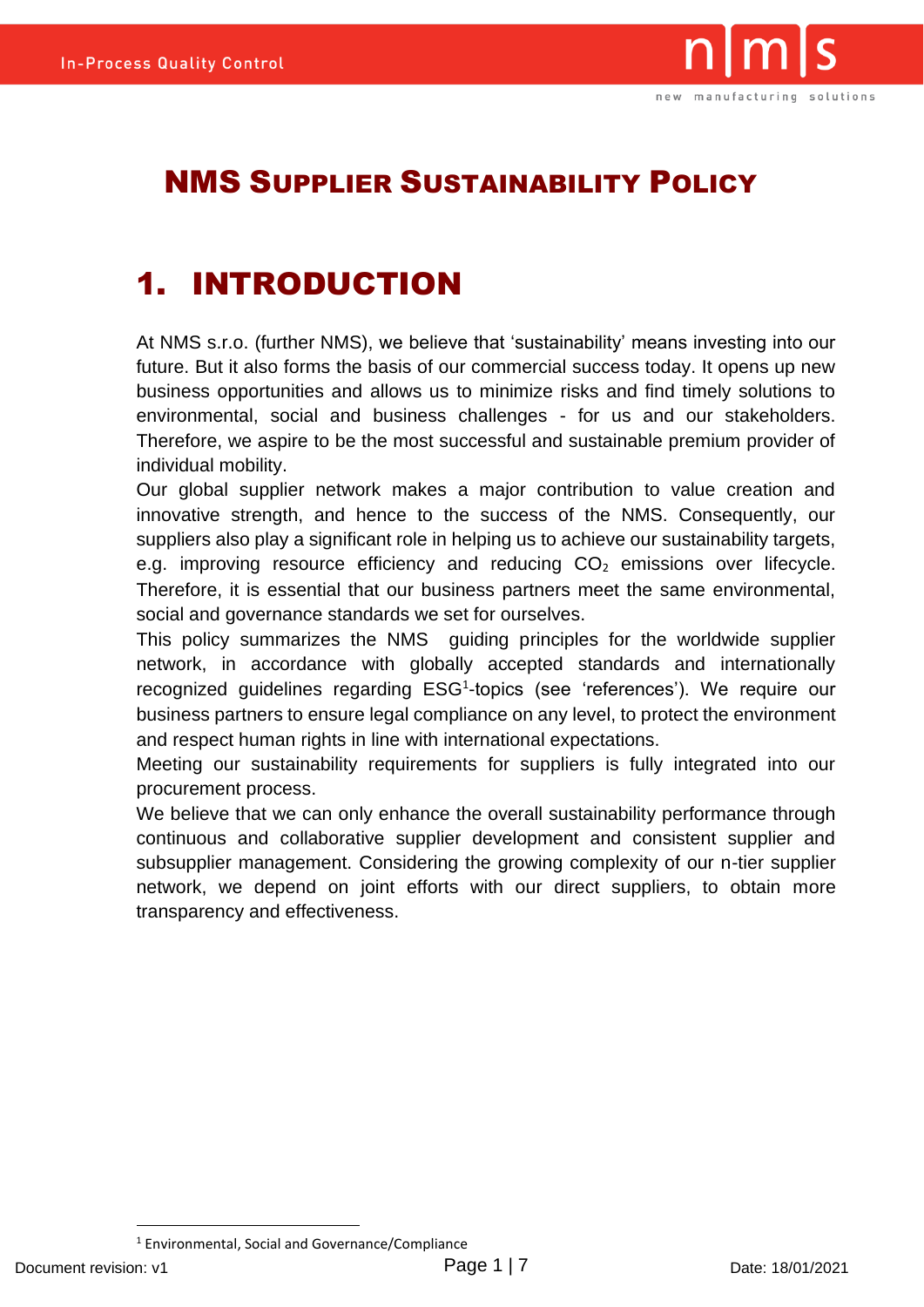# NMS Supplier Sustainability Policy

## 1. INTRODUCTION

At NMS s.r.o. (further NMS), we believe that 'sustainability' means investing into our future. But it also forms the basis of our commercial success today. It opens up new business opportunities and allows us to minimize risks and find timely solutions to environmental, social and business challenges - for us and our stakeholders. Therefore, we aspire to be the most successful and sustainable premium provider of individual mobility.

Our global supplier network makes a major contribution to value creation and innovative strength, and hence to the success of the NMS. Consequently, our suppliers also play a significant role in helping us to achieve our sustainability targets, e.g. improving resource efficiency and reducing $CO_2$ emissions over lifecycle. Therefore, it is essential that our business partners meet the same environmental, social and governance standards we set for ourselves.

This policy summarizes the NMS guiding principles for the worldwide supplier network, in accordance with globally accepted standards and internationally recognized guidelines regarding ESG[1]-topics (see 'references'). We require our business partners to ensure legal compliance on any level, to protect the environment and respect human rights in line with international expectations.

Meeting our sustainability requirements for suppliers is fully integrated into our procurement process.

We believe that we can only enhance the overall sustainability performance through continuous and collaborative supplier development and consistent supplier and subsupplier management. Considering the growing complexity of our n-tier supplier network, we depend on joint efforts with our direct suppliers, to obtain more transparency and effectiveness.

[1] Environmental, Social and Governance/Compliance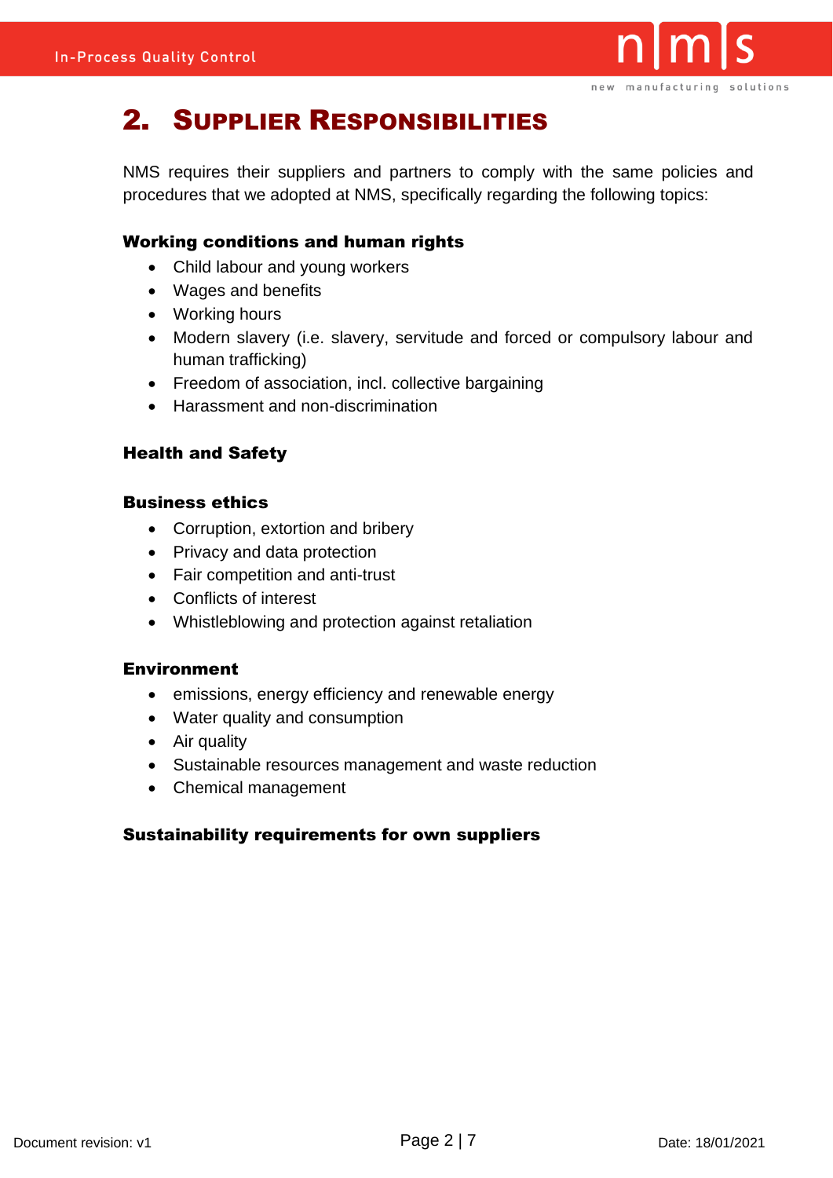# 2. Supplier Responsibilities

NMS requires their suppliers and partners to comply with the same policies and procedures that we adopted at NMS, specifically regarding the following topics:

**Working conditions and human rights**

- Child labour and young workers
- Wages and benefits
- Working hours
- Modern slavery (i.e. slavery, servitude and forced or compulsory labour and human trafficking)
- Freedom of association, incl. collective bargaining
- Harassment and non-discrimination

**Health and Safety**

**Business ethics**

- Corruption, extortion and bribery
- Privacy and data protection
- Fair competition and anti-trust
- Conflicts of interest
- Whistleblowing and protection against retaliation

**Environment**

- emissions, energy efficiency and renewable energy
- Water quality and consumption
- Air quality
- Sustainable resources management and waste reduction
- Chemical management

**Sustainability requirements for own suppliers**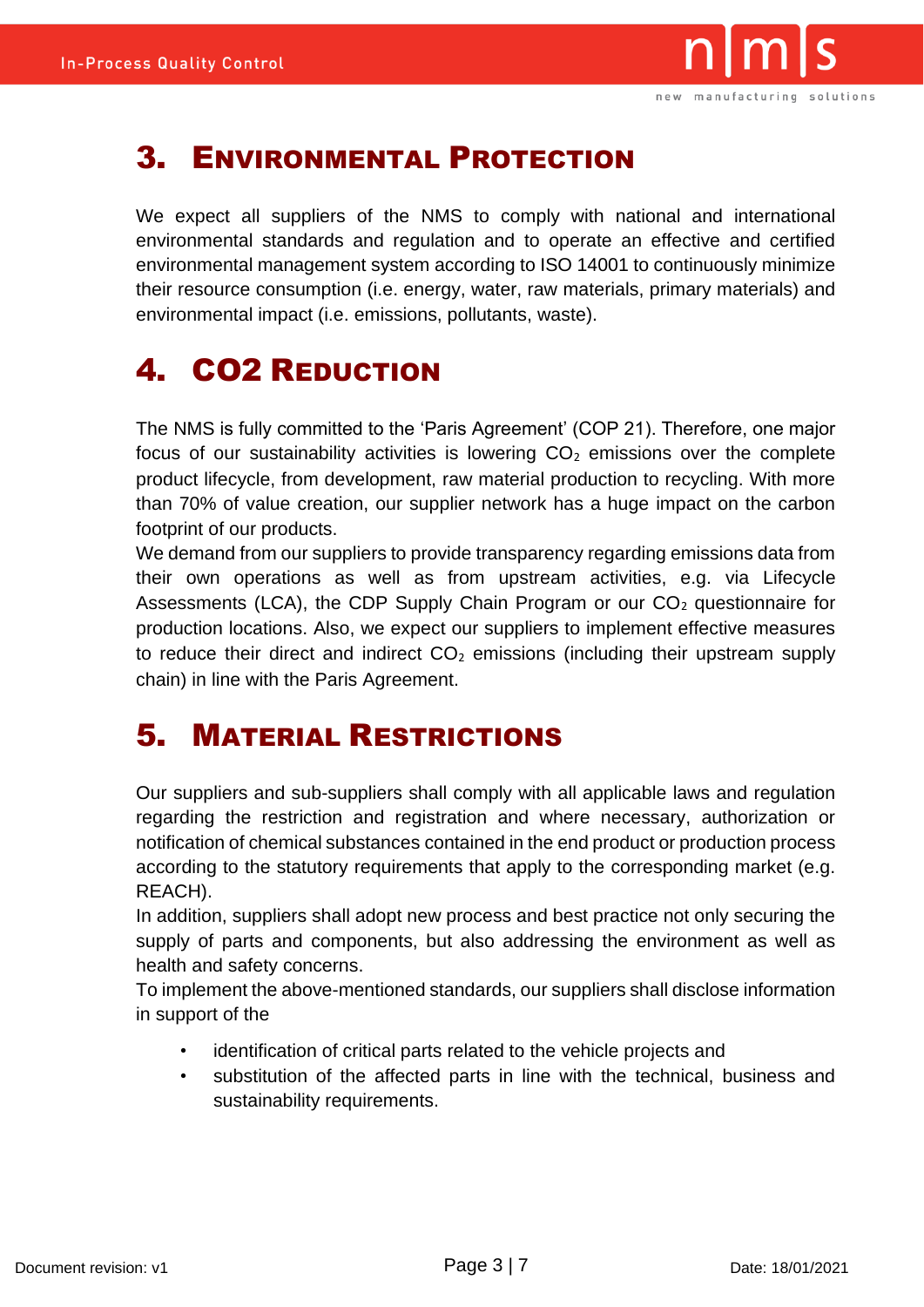## 3. Environmental Protection

We expect all suppliers of the NMS to comply with national and international environmental standards and regulation and to operate an effective and certified environmental management system according to ISO 14001 to continuously minimize their resource consumption (i.e. energy, water, raw materials, primary materials) and environmental impact (i.e. emissions, pollutants, waste).

## 4. CO2 Reduction

The NMS is fully committed to the 'Paris Agreement' (COP 21). Therefore, one major focus of our sustainability activities is lowering $CO_2$ emissions over the complete product lifecycle, from development, raw material production to recycling. With more than 70% of value creation, our supplier network has a huge impact on the carbon footprint of our products.

We demand from our suppliers to provide transparency regarding emissions data from their own operations as well as from upstream activities, e.g. via Lifecycle Assessments (LCA), the CDP Supply Chain Program or our $CO_2$ questionnaire for production locations. Also, we expect our suppliers to implement effective measures to reduce their direct and indirect $CO_2$ emissions (including their upstream supply chain) in line with the Paris Agreement.

## 5. Material Restrictions

Our suppliers and sub-suppliers shall comply with all applicable laws and regulation regarding the restriction and registration and where necessary, authorization or notification of chemical substances contained in the end product or production process according to the statutory requirements that apply to the corresponding market (e.g. REACH).

In addition, suppliers shall adopt new process and best practice not only securing the supply of parts and components, but also addressing the environment as well as health and safety concerns.

To implement the above-mentioned standards, our suppliers shall disclose information in support of the

- identification of critical parts related to the vehicle projects and
- substitution of the affected parts in line with the technical, business and sustainability requirements.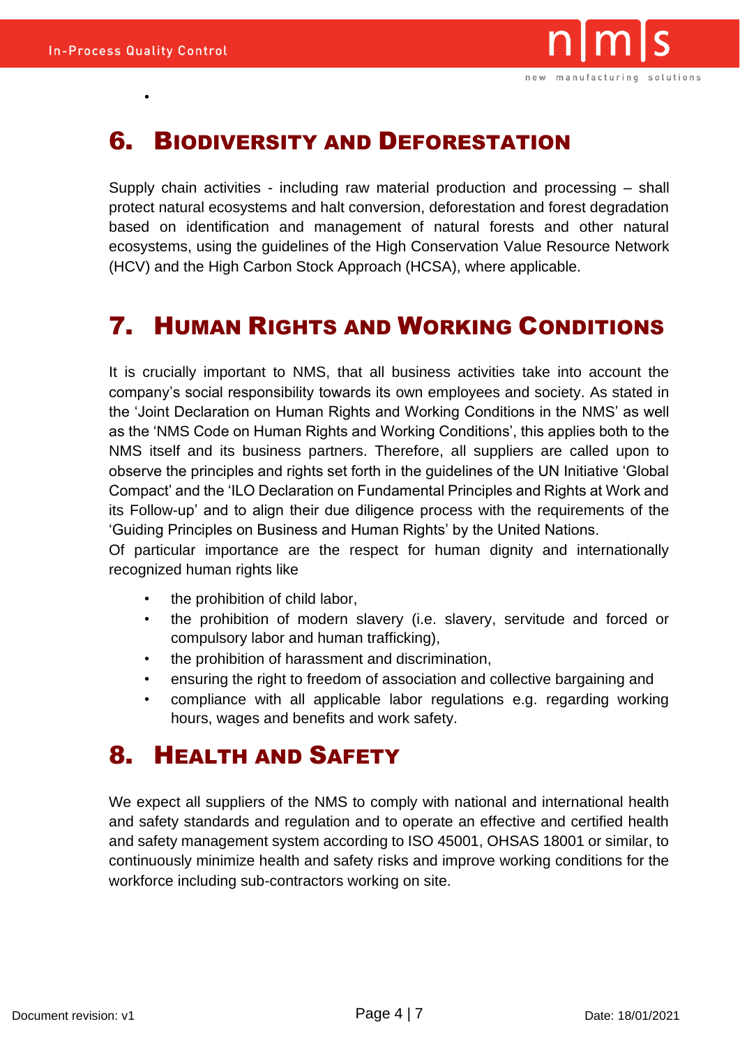## 6. Biodiversity and Deforestation

Supply chain activities - including raw material production and processing – shall protect natural ecosystems and halt conversion, deforestation and forest degradation based on identification and management of natural forests and other natural ecosystems, using the guidelines of the High Conservation Value Resource Network (HCV) and the High Carbon Stock Approach (HCSA), where applicable.

## 7. Human Rights and Working Conditions

It is crucially important to NMS, that all business activities take into account the company's social responsibility towards its own employees and society. As stated in the 'Joint Declaration on Human Rights and Working Conditions in the NMS' as well as the 'NMS Code on Human Rights and Working Conditions', this applies both to the NMS itself and its business partners. Therefore, all suppliers are called upon to observe the principles and rights set forth in the guidelines of the UN Initiative 'Global Compact' and the 'ILO Declaration on Fundamental Principles and Rights at Work and its Follow-up' and to align their due diligence process with the requirements of the 'Guiding Principles on Business and Human Rights' by the United Nations.
Of particular importance are the respect for human dignity and internationally recognized human rights like

- the prohibition of child labor,
- the prohibition of modern slavery (i.e. slavery, servitude and forced or compulsory labor and human trafficking),
- the prohibition of harassment and discrimination,
- ensuring the right to freedom of association and collective bargaining and
- compliance with all applicable labor regulations e.g. regarding working hours, wages and benefits and work safety.

## 8. Health and Safety

We expect all suppliers of the NMS to comply with national and international health and safety standards and regulation and to operate an effective and certified health and safety management system according to ISO 45001, OHSAS 18001 or similar, to continuously minimize health and safety risks and improve working conditions for the workforce including sub-contractors working on site.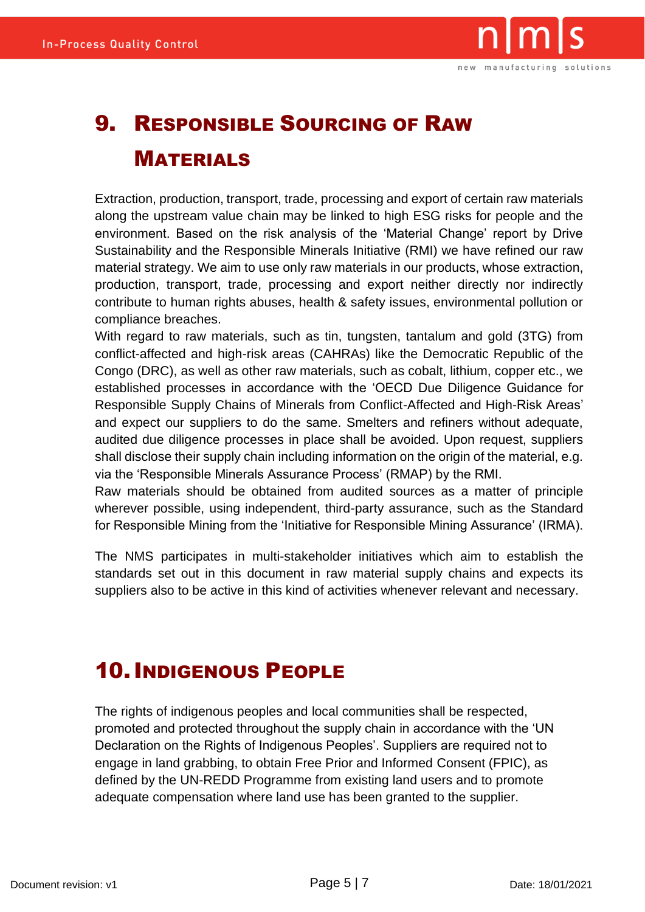# 9. Responsible Sourcing of Raw Materials

Extraction, production, transport, trade, processing and export of certain raw materials along the upstream value chain may be linked to high ESG risks for people and the environment. Based on the risk analysis of the 'Material Change' report by Drive Sustainability and the Responsible Minerals Initiative (RMI) we have refined our raw material strategy. We aim to use only raw materials in our products, whose extraction, production, transport, trade, processing and export neither directly nor indirectly contribute to human rights abuses, health & safety issues, environmental pollution or compliance breaches.

With regard to raw materials, such as tin, tungsten, tantalum and gold (3TG) from conflict-affected and high-risk areas (CAHRAs) like the Democratic Republic of the Congo (DRC), as well as other raw materials, such as cobalt, lithium, copper etc., we established processes in accordance with the 'OECD Due Diligence Guidance for Responsible Supply Chains of Minerals from Conflict-Affected and High-Risk Areas' and expect our suppliers to do the same. Smelters and refiners without adequate, audited due diligence processes in place shall be avoided. Upon request, suppliers shall disclose their supply chain including information on the origin of the material, e.g. via the 'Responsible Minerals Assurance Process' (RMAP) by the RMI.

Raw materials should be obtained from audited sources as a matter of principle wherever possible, using independent, third-party assurance, such as the Standard for Responsible Mining from the 'Initiative for Responsible Mining Assurance' (IRMA).

The NMS participates in multi-stakeholder initiatives which aim to establish the standards set out in this document in raw material supply chains and expects its suppliers also to be active in this kind of activities whenever relevant and necessary.

# 10. Indigenous People

The rights of indigenous peoples and local communities shall be respected, promoted and protected throughout the supply chain in accordance with the 'UN Declaration on the Rights of Indigenous Peoples'. Suppliers are required not to engage in land grabbing, to obtain Free Prior and Informed Consent (FPIC), as defined by the UN-REDD Programme from existing land users and to promote adequate compensation where land use has been granted to the supplier.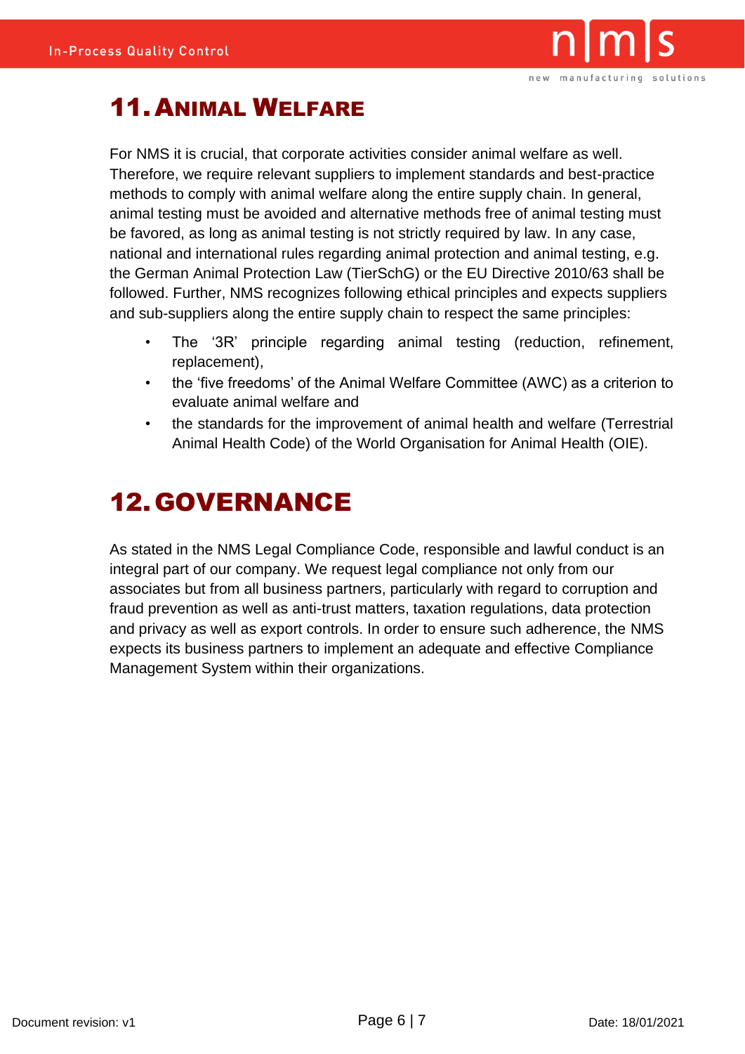# 11. Animal Welfare

For NMS it is crucial, that corporate activities consider animal welfare as well. Therefore, we require relevant suppliers to implement standards and best-practice methods to comply with animal welfare along the entire supply chain. In general, animal testing must be avoided and alternative methods free of animal testing must be favored, as long as animal testing is not strictly required by law. In any case, national and international rules regarding animal protection and animal testing, e.g. the German Animal Protection Law (TierSchG) or the EU Directive 2010/63 shall be followed. Further, NMS recognizes following ethical principles and expects suppliers and sub-suppliers along the entire supply chain to respect the same principles:

- The '3R' principle regarding animal testing (reduction, refinement, replacement),
- the 'five freedoms' of the Animal Welfare Committee (AWC) as a criterion to evaluate animal welfare and
- the standards for the improvement of animal health and welfare (Terrestrial Animal Health Code) of the World Organisation for Animal Health (OIE).

# 12. GOVERNANCE

As stated in the NMS Legal Compliance Code, responsible and lawful conduct is an integral part of our company. We request legal compliance not only from our associates but from all business partners, particularly with regard to corruption and fraud prevention as well as anti-trust matters, taxation regulations, data protection and privacy as well as export controls. In order to ensure such adherence, the NMS expects its business partners to implement an adequate and effective Compliance Management System within their organizations.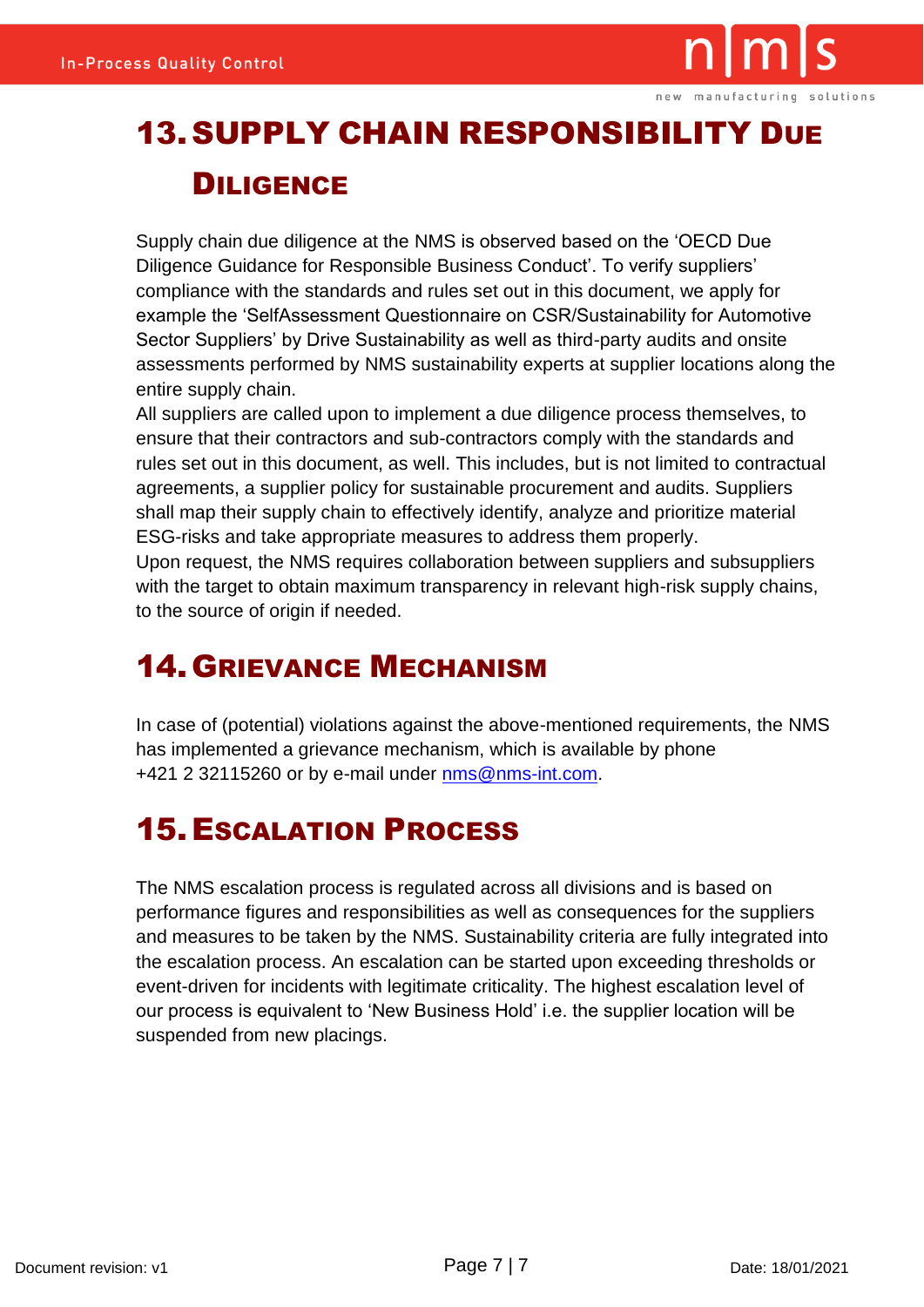# 13. Supply Chain Responsibility Due Diligence

Supply chain due diligence at the NMS is observed based on the 'OECD Due Diligence Guidance for Responsible Business Conduct'. To verify suppliers' compliance with the standards and rules set out in this document, we apply for example the 'SelfAssessment Questionnaire on CSR/Sustainability for Automotive Sector Suppliers' by Drive Sustainability as well as third-party audits and onsite assessments performed by NMS sustainability experts at supplier locations along the entire supply chain.
All suppliers are called upon to implement a due diligence process themselves, to ensure that their contractors and sub-contractors comply with the standards and rules set out in this document, as well. This includes, but is not limited to contractual agreements, a supplier policy for sustainable procurement and audits. Suppliers shall map their supply chain to effectively identify, analyze and prioritize material ESG-risks and take appropriate measures to address them properly.
Upon request, the NMS requires collaboration between suppliers and subsuppliers with the target to obtain maximum transparency in relevant high-risk supply chains, to the source of origin if needed.

# 14. Grievance Mechanism

In case of (potential) violations against the above-mentioned requirements, the NMS has implemented a grievance mechanism, which is available by phone +421 2 32115260 or by e-mail under nms@nms-int.com.

# 15. Escalation Process

The NMS escalation process is regulated across all divisions and is based on performance figures and responsibilities as well as consequences for the suppliers and measures to be taken by the NMS. Sustainability criteria are fully integrated into the escalation process. An escalation can be started upon exceeding thresholds or event-driven for incidents with legitimate criticality. The highest escalation level of our process is equivalent to 'New Business Hold' i.e. the supplier location will be suspended from new placings.